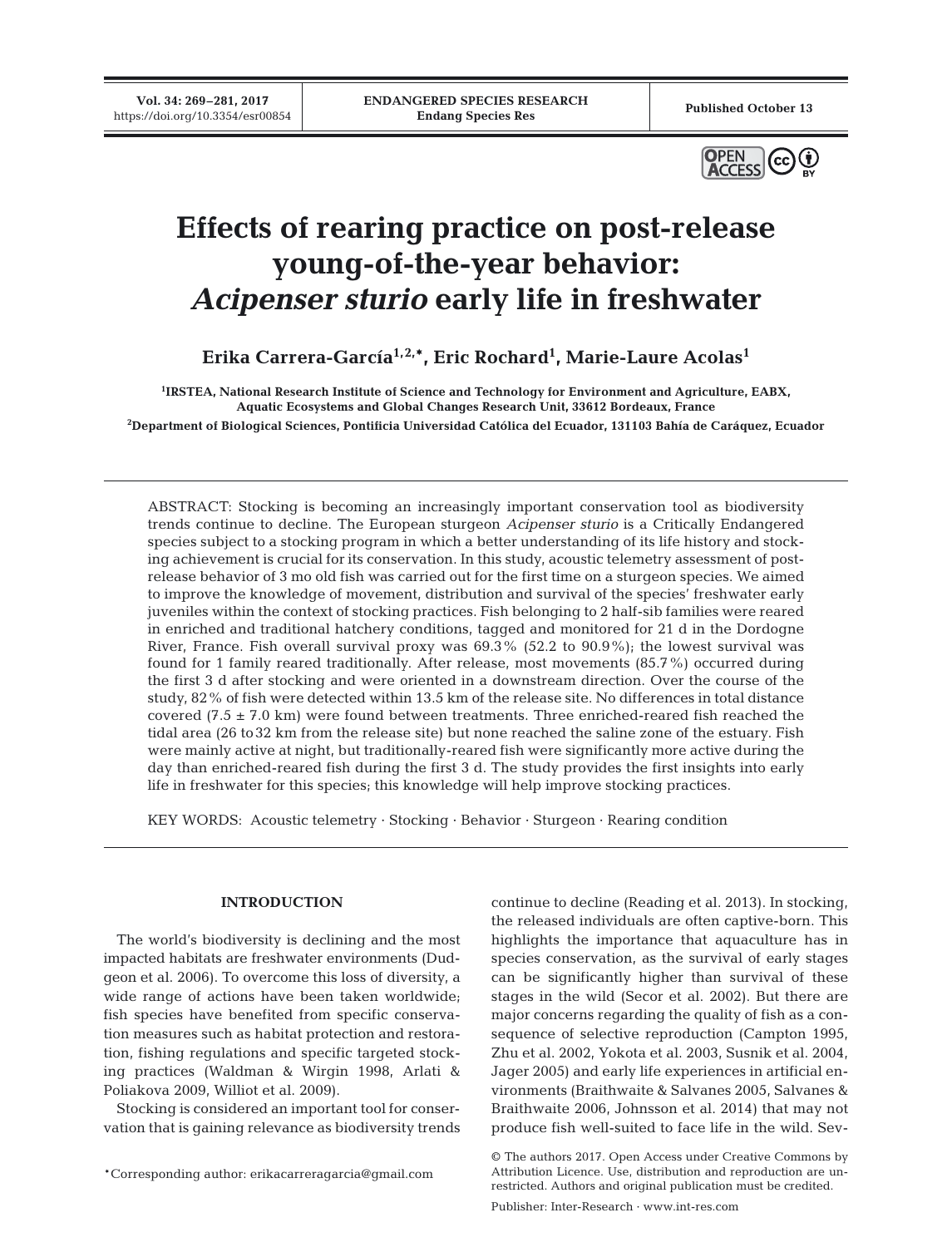# Effects of rearing practice on post-release young-of-the-year behavior: *Acipenser sturio* early life in freshwater

**Erika Carrera-García[1,2,*], Eric Rochard[1], Marie-Laure Acolas[1]**

[1]IRSTEA, National Research Institute of Science and Technology for Environment and Agriculture, EABX, Aquatic Ecosystems and Global Changes Research Unit, 33612 Bordeaux, France

[2]Department of Biological Sciences, Pontificia Universidad Católica del Ecuador, 131103 Bahía de Caráquez, Ecuador

ABSTRACT: Stocking is becoming an increasingly important conservation tool as biodiversity trends continue to decline. The European sturgeon *Acipenser sturio* is a Critically Endangered species subject to a stocking program in which a better understanding of its life history and stocking achievement is crucial for its conservation. In this study, acoustic telemetry assessment of post-release behavior of 3 mo old fish was carried out for the first time on a sturgeon species. We aimed to improve the knowledge of movement, distribution and survival of the species' freshwater early juveniles within the context of stocking practices. Fish belonging to 2 half-sib families were reared in enriched and traditional hatchery conditions, tagged and monitored for 21 d in the Dordogne River, France. Fish overall survival proxy was 69.3% (52.2 to 90.9%); the lowest survival was found for 1 family reared traditionally. After release, most movements (85.7%) occurred during the first 3 d after stocking and were oriented in a downstream direction. Over the course of the study, 82% of fish were detected within 13.5 km of the release site. No differences in total distance covered (7.5 ± 7.0 km) were found between treatments. Three enriched-reared fish reached the tidal area (26 to 32 km from the release site) but none reached the saline zone of the estuary. Fish were mainly active at night, but traditionally-reared fish were significantly more active during the day than enriched-reared fish during the first 3 d. The study provides the first insights into early life in freshwater for this species; this knowledge will help improve stocking practices.

KEY WORDS: Acoustic telemetry · Stocking · Behavior · Sturgeon · Rearing condition

## INTRODUCTION

The world's biodiversity is declining and the most impacted habitats are freshwater environments (Dudgeon et al. 2006). To overcome this loss of diversity, a wide range of actions have been taken worldwide; fish species have benefited from specific conservation measures such as habitat protection and restoration, fishing regulations and specific targeted stocking practices (Waldman & Wirgin 1998, Arlati & Poliakova 2009, Williot et al. 2009).

Stocking is considered an important tool for conservation that is gaining relevance as biodiversity trends continue to decline (Reading et al. 2013). In stocking, the released individuals are often captive-born. This highlights the importance that aquaculture has in species conservation, as the survival of early stages can be significantly higher than survival of these stages in the wild (Secor et al. 2002). But there are major concerns regarding the quality of fish as a consequence of selective reproduction (Campton 1995, Zhu et al. 2002, Yokota et al. 2003, Susnik et al. 2004, Jager 2005) and early life experiences in artificial environments (Braithwaite & Salvanes 2005, Salvanes & Braithwaite 2006, Johnsson et al. 2014) that may not produce fish well-suited to face life in the wild. Sev-

*Corresponding author: erikacarreragarcia@gmail.com

© The authors 2017. Open Access under Creative Commons by Attribution Licence. Use, distribution and reproduction are unrestricted. Authors and original publication must be credited.

Publisher: Inter-Research · www.int-res.com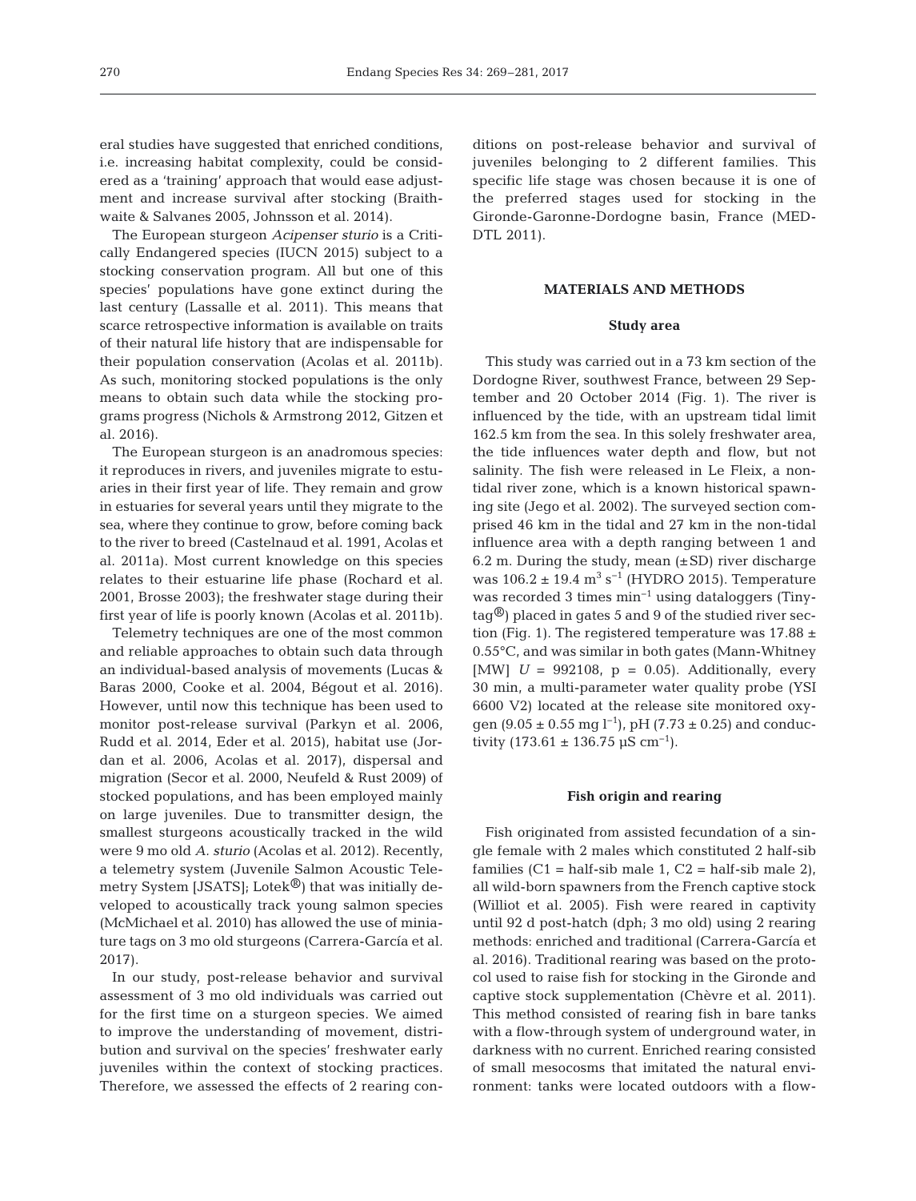eral studies have suggested that enriched conditions, i.e. increasing habitat complexity, could be considered as a 'training' approach that would ease adjustment and increase survival after stocking (Braithwaite & Salvanes 2005, Johnsson et al. 2014).

The European sturgeon *Acipenser sturio* is a Critically Endangered species (IUCN 2015) subject to a stocking conservation program. All but one of this species' populations have gone extinct during the last century (Lassalle et al. 2011). This means that scarce retrospective information is available on traits of their natural life history that are indispensable for their population conservation (Acolas et al. 2011b). As such, monitoring stocked populations is the only means to obtain such data while the stocking programs progress (Nichols & Armstrong 2012, Gitzen et al. 2016).

The European sturgeon is an anadromous species: it reproduces in rivers, and juveniles migrate to estuaries in their first year of life. They remain and grow in estuaries for several years until they migrate to the sea, where they continue to grow, before coming back to the river to breed (Castelnaud et al. 1991, Acolas et al. 2011a). Most current knowledge on this species relates to their estuarine life phase (Rochard et al. 2001, Brosse 2003); the freshwater stage during their first year of life is poorly known (Acolas et al. 2011b).

Telemetry techniques are one of the most common and reliable approaches to obtain such data through an individual-based analysis of movements (Lucas & Baras 2000, Cooke et al. 2004, Bégout et al. 2016). However, until now this technique has been used to monitor post-release survival (Parkyn et al. 2006, Rudd et al. 2014, Eder et al. 2015), habitat use (Jordan et al. 2006, Acolas et al. 2017), dispersal and migration (Secor et al. 2000, Neufeld & Rust 2009) of stocked populations, and has been employed mainly on large juveniles. Due to transmitter design, the smallest sturgeons acoustically tracked in the wild were 9 mo old *A. sturio* (Acolas et al. 2012). Recently, a telemetry system (Juvenile Salmon Acoustic Telemetry System [JSATS]; Lotek®) that was initially developed to acoustically track young salmon species (McMichael et al. 2010) has allowed the use of miniature tags on 3 mo old sturgeons (Carrera-García et al. 2017).

In our study, post-release behavior and survival assessment of 3 mo old individuals was carried out for the first time on a sturgeon species. We aimed to improve the understanding of movement, distribution and survival on the species' freshwater early juveniles within the context of stocking practices. Therefore, we assessed the effects of 2 rearing conditions on post-release behavior and survival of juveniles belonging to 2 different families. This specific life stage was chosen because it is one of the preferred stages used for stocking in the Gironde-Garonne-Dordogne basin, France (MEDDTL 2011).

## MATERIALS AND METHODS

### Study area

This study was carried out in a 73 km section of the Dordogne River, southwest France, between 29 September and 20 October 2014 (Fig. 1). The river is influenced by the tide, with an upstream tidal limit 162.5 km from the sea. In this solely freshwater area, the tide influences water depth and flow, but not salinity. The fish were released in Le Fleix, a non-tidal river zone, which is a known historical spawning site (Jego et al. 2002). The surveyed section comprised 46 km in the tidal and 27 km in the non-tidal influence area with a depth ranging between 1 and 6.2 m. During the study, mean (±SD) river discharge was $106.2 \pm 19.4$ $m^3$ $s^{-1}$ (HYDRO 2015). Temperature was recorded 3 times $min^{-1}$ using dataloggers (Tinytag®) placed in gates 5 and 9 of the studied river section (Fig. 1). The registered temperature was $17.88 \pm 0.55$°C, and was similar in both gates (Mann-Whitney [MW] $U = 992108$, $p = 0.05$). Additionally, every 30 min, a multi-parameter water quality probe (YSI 6600 V2) located at the release site monitored oxygen ($9.05 \pm 0.55$ mg $l^{-1}$), pH ($7.73 \pm 0.25$) and conductivity ($173.61 \pm 136.75$ µS $cm^{-1}$).

### Fish origin and rearing

Fish originated from assisted fecundation of a single female with 2 males which constituted 2 half-sib families (C1 = half-sib male 1, C2 = half-sib male 2), all wild-born spawners from the French captive stock (Williot et al. 2005). Fish were reared in captivity until 92 d post-hatch (dph; 3 mo old) using 2 rearing methods: enriched and traditional (Carrera-García et al. 2016). Traditional rearing was based on the protocol used to raise fish for stocking in the Gironde and captive stock supplementation (Chèvre et al. 2011). This method consisted of rearing fish in bare tanks with a flow-through system of underground water, in darkness with no current. Enriched rearing consisted of small mesocosms that imitated the natural environment: tanks were located outdoors with a flow-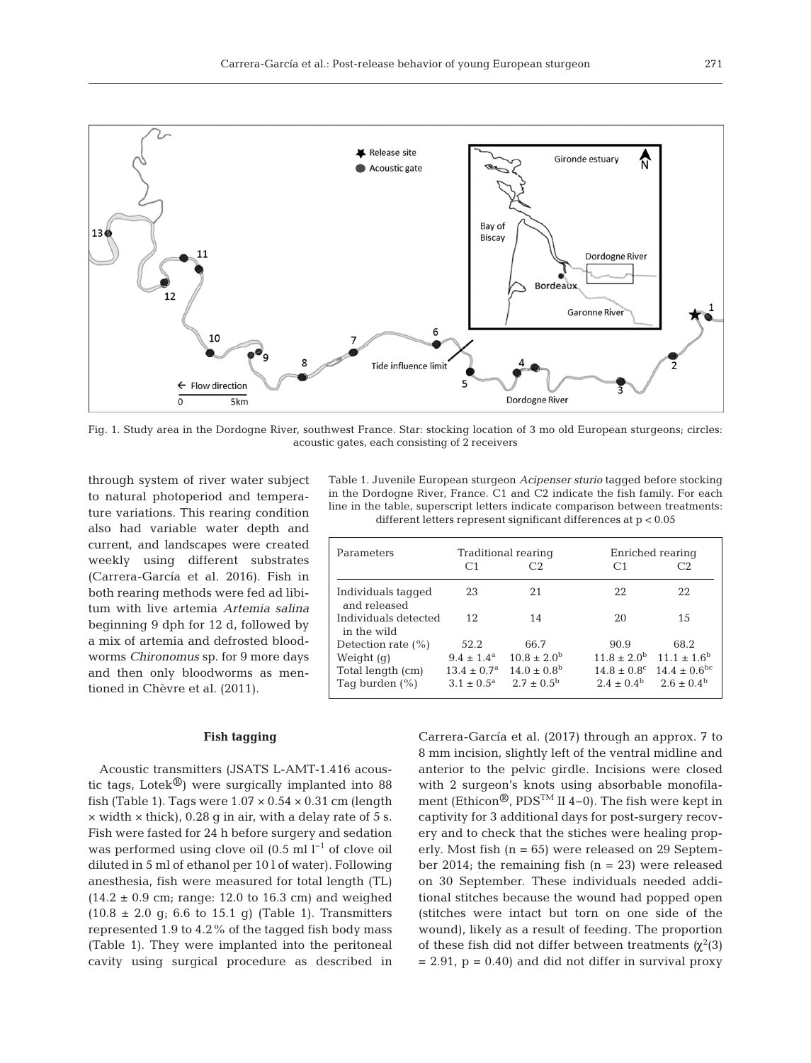Fig. 1. Study area in the Dordogne River, southwest France. Star: stocking location of 3 mo old European sturgeons; circles: acoustic gates, each consisting of 2 receivers

through system of river water subject to natural photoperiod and temperature variations. This rearing condition also had variable water depth and current, and landscapes were created weekly using different substrates (Carrera-García et al. 2016). Fish in both rearing methods were fed ad libitum with live artemia *Artemia salina* beginning 9 dph for 12 d, followed by a mix of artemia and defrosted bloodworms *Chironomus* sp. for 9 more days and then only bloodworms as mentioned in Chèvre et al. (2011).

Table 1. Juvenile European sturgeon *Acipenser sturio* tagged before stocking in the Dordogne River, France. C1 and C2 indicate the fish family. For each line in the table, superscript letters indicate comparison between treatments: different letters represent significant differences at $p < 0.05$

| Parameters | Traditional rearing | | Enriched rearing | |
|---|---|---|---|---|
| | C1 | C2 | C1 | C2 |
| Individuals tagged and released | 23 | 21 | 22 | 22 |
| Individuals detected in the wild | 12 | 14 | 20 | 15 |
| Detection rate (%) | 52.2 | 66.7 | 90.9 | 68.2 |
| Weight (g) | $9.4 \pm 1.4^{a}$ | $10.8 \pm 2.0^{b}$ | $11.8 \pm 2.0^{b}$ | $11.1 \pm 1.6^{b}$ |
| Total length (cm) | $13.4 \pm 0.7^{a}$ | $14.0 \pm 0.8^{b}$ | $14.8 \pm 0.8^{c}$ | $14.4 \pm 0.6^{bc}$ |
| Tag burden (%) | $3.1 \pm 0.5^{a}$ | $2.7 \pm 0.5^{b}$ | $2.4 \pm 0.4^{b}$ | $2.6 \pm 0.4^{b}$ |

### Fish tagging

Acoustic transmitters (JSATS L-AMT-1.416 acoustic tags, Lotek®) were surgically implanted into 88 fish (Table 1). Tags were 1.07 × 0.54 × 0.31 cm (length × width × thick), 0.28 g in air, with a delay rate of 5 s. Fish were fasted for 24 h before surgery and sedation was performed using clove oil (0.5 ml $l^{-1}$ of clove oil diluted in 5 ml of ethanol per 10 l of water). Following anesthesia, fish were measured for total length (TL) (14.2 ± 0.9 cm; range: 12.0 to 16.3 cm) and weighed (10.8 ± 2.0 g; 6.6 to 15.1 g) (Table 1). Transmitters represented 1.9 to 4.2% of the tagged fish body mass (Table 1). They were implanted into the peritoneal cavity using surgical procedure as described in Carrera-García et al. (2017) through an approx. 7 to 8 mm incision, slightly left of the ventral midline and anterior to the pelvic girdle. Incisions were closed with 2 surgeon's knots using absorbable monofilament (Ethicon®, PDS™ II 4–0). The fish were kept in captivity for 3 additional days for post-surgery recovery and to check that the stiches were healing properly. Most fish (n = 65) were released on 29 September 2014; the remaining fish (n = 23) were released on 30 September. These individuals needed additional stitches because the wound had popped open (stitches were intact but torn on one side of the wound), likely as a result of feeding. The proportion of these fish did not differ between treatments ($\chi^2(3) = 2.91$, $p = 0.40$) and did not differ in survival proxy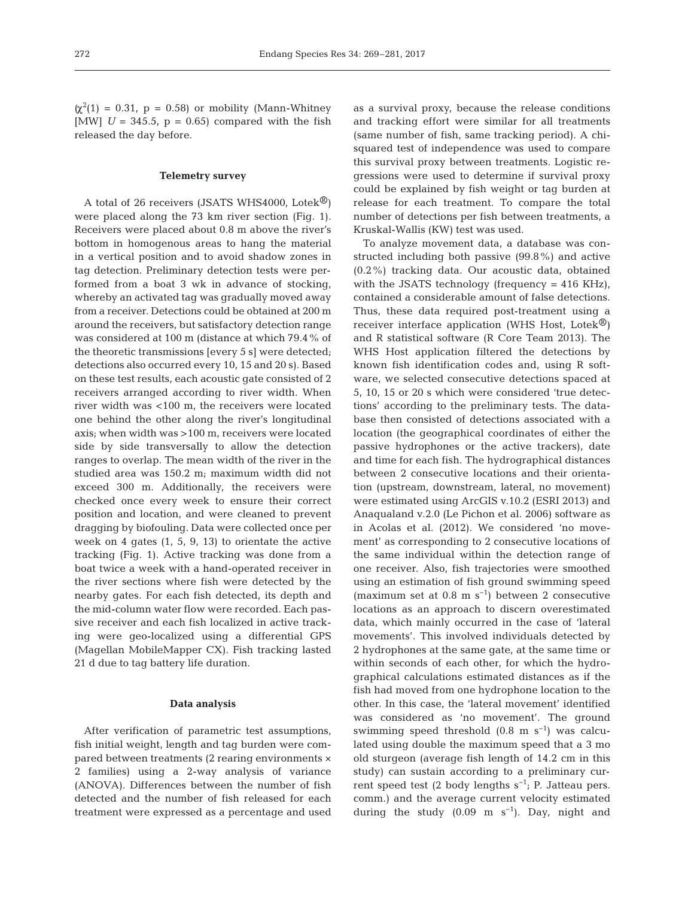($\chi^2(1) = 0.31$, $p = 0.58$) or mobility (Mann-Whitney [MW] $U = 345.5$, $p = 0.65$) compared with the fish released the day before.

### Telemetry survey

A total of 26 receivers (JSATS WHS4000, Lotek®) were placed along the 73 km river section (Fig. 1). Receivers were placed about 0.8 m above the river's bottom in homogenous areas to hang the material in a vertical position and to avoid shadow zones in tag detection. Preliminary detection tests were performed from a boat 3 wk in advance of stocking, whereby an activated tag was gradually moved away from a receiver. Detections could be obtained at 200 m around the receivers, but satisfactory detection range was considered at 100 m (distance at which 79.4% of the theoretic transmissions [every 5 s] were detected; detections also occurred every 10, 15 and 20 s). Based on these test results, each acoustic gate consisted of 2 receivers arranged according to river width. When river width was <100 m, the receivers were located one behind the other along the river's longitudinal axis; when width was >100 m, receivers were located side by side transversally to allow the detection ranges to overlap. The mean width of the river in the studied area was 150.2 m; maximum width did not exceed 300 m. Additionally, the receivers were checked once every week to ensure their correct position and location, and were cleaned to prevent dragging by biofouling. Data were collected once per week on 4 gates (1, 5, 9, 13) to orientate the active tracking (Fig. 1). Active tracking was done from a boat twice a week with a hand-operated receiver in the river sections where fish were detected by the nearby gates. For each fish detected, its depth and the mid-column water flow were recorded. Each passive receiver and each fish localized in active tracking were geo-localized using a differential GPS (Magellan MobileMapper CX). Fish tracking lasted 21 d due to tag battery life duration.

### Data analysis

After verification of parametric test assumptions, fish initial weight, length and tag burden were compared between treatments (2 rearing environments × 2 families) using a 2-way analysis of variance (ANOVA). Differences between the number of fish detected and the number of fish released for each treatment were expressed as a percentage and used as a survival proxy, because the release conditions and tracking effort were similar for all treatments (same number of fish, same tracking period). A chi-squared test of independence was used to compare this survival proxy between treatments. Logistic regressions were used to determine if survival proxy could be explained by fish weight or tag burden at release for each treatment. To compare the total number of detections per fish between treatments, a Kruskal-Wallis (KW) test was used.

To analyze movement data, a database was constructed including both passive (99.8%) and active (0.2%) tracking data. Our acoustic data, obtained with the JSATS technology (frequency = 416 KHz), contained a considerable amount of false detections. Thus, these data required post-treatment using a receiver interface application (WHS Host, Lotek®) and R statistical software (R Core Team 2013). The WHS Host application filtered the detections by known fish identification codes and, using R software, we selected consecutive detections spaced at 5, 10, 15 or 20 s which were considered 'true detections' according to the preliminary tests. The database then consisted of detections associated with a location (the geographical coordinates of either the passive hydrophones or the active trackers), date and time for each fish. The hydrographical distances between 2 consecutive locations and their orientation (upstream, downstream, lateral, no movement) were estimated using ArcGIS v.10.2 (ESRI 2013) and Anaqualand v.2.0 (Le Pichon et al. 2006) software as in Acolas et al. (2012). We considered 'no movement' as corresponding to 2 consecutive locations of the same individual within the detection range of one receiver. Also, fish trajectories were smoothed using an estimation of fish ground swimming speed (maximum set at 0.8 m $s^{-1}$) between 2 consecutive locations as an approach to discern overestimated data, which mainly occurred in the case of 'lateral movements'. This involved individuals detected by 2 hydrophones at the same gate, at the same time or within seconds of each other, for which the hydrographical calculations estimated distances as if the fish had moved from one hydrophone location to the other. In this case, the 'lateral movement' identified was considered as 'no movement'. The ground swimming speed threshold (0.8 m $s^{-1}$) was calculated using double the maximum speed that a 3 mo old sturgeon (average fish length of 14.2 cm in this study) can sustain according to a preliminary current speed test (2 body lengths $s^{-1}$; P. Jatteau pers. comm.) and the average current velocity estimated during the study (0.09 m $s^{-1}$). Day, night and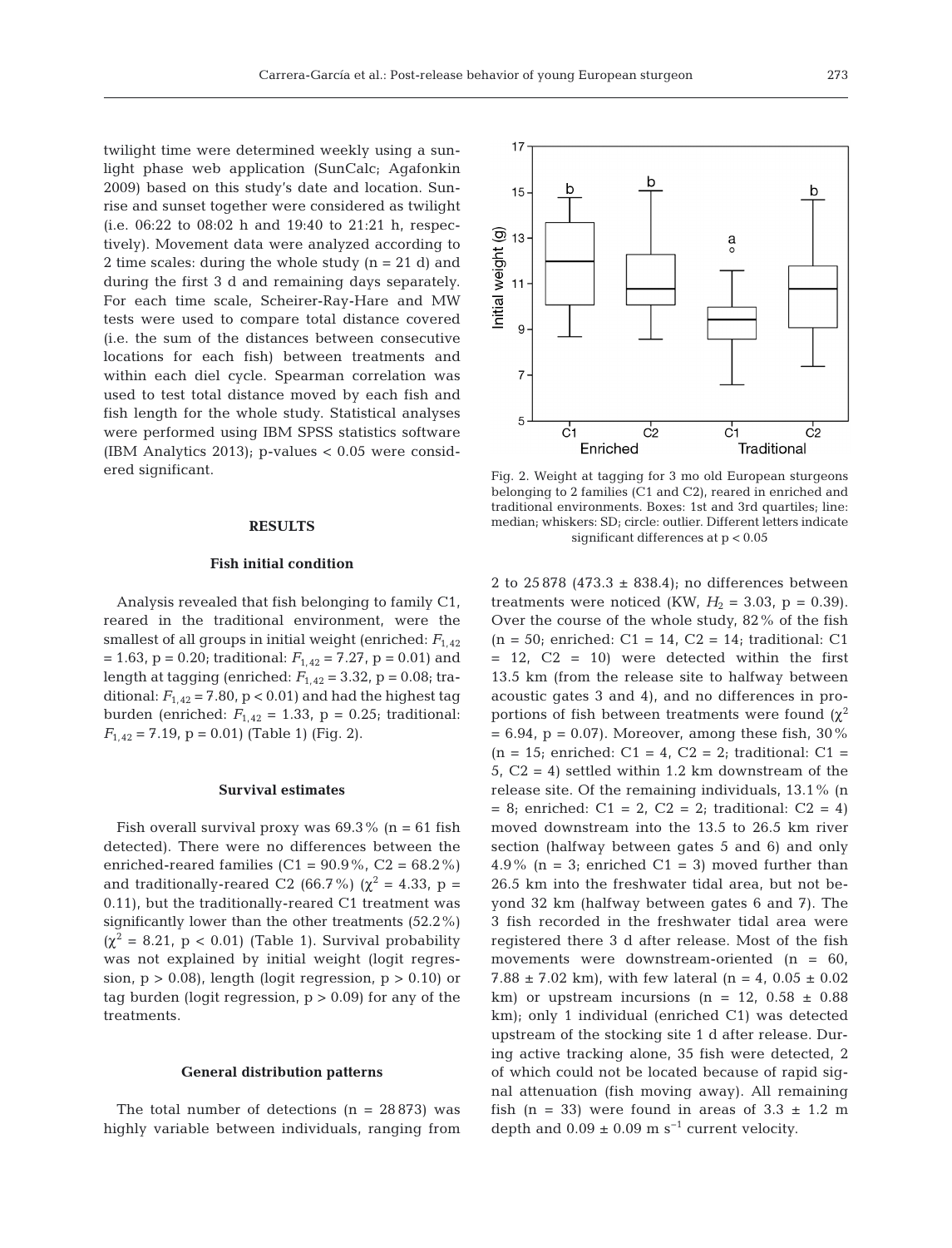twilight time were determined weekly using a sunlight phase web application (SunCalc; Agafonkin 2009) based on this study's date and location. Sunrise and sunset together were considered as twilight (i.e. 06:22 to 08:02 h and 19:40 to 21:21 h, respectively). Movement data were analyzed according to 2 time scales: during the whole study (n = 21 d) and during the first 3 d and remaining days separately. For each time scale, Scheirer-Ray-Hare and MW tests were used to compare total distance covered (i.e. the sum of the distances between consecutive locations for each fish) between treatments and within each diel cycle. Spearman correlation was used to test total distance moved by each fish and fish length for the whole study. Statistical analyses were performed using IBM SPSS statistics software (IBM Analytics 2013); p-values < 0.05 were considered significant.

## RESULTS

### Fish initial condition

Analysis revealed that fish belonging to family C1, reared in the traditional environment, were the smallest of all groups in initial weight (enriched: $F_{1,42}$ = 1.63, p = 0.20; traditional: $F_{1,42}$ = 7.27, p = 0.01) and length at tagging (enriched: $F_{1,42}$ = 3.32, p = 0.08; traditional: $F_{1,42}$ = 7.80, p < 0.01) and had the highest tag burden (enriched: $F_{1,42}$ = 1.33, p = 0.25; traditional: $F_{1,42}$ = 7.19, p = 0.01) (Table 1) (Fig. 2).

Fig. 2. Weight at tagging for 3 mo old European sturgeons belonging to 2 families (C1 and C2), reared in enriched and traditional environments. Boxes: 1st and 3rd quartiles; line: median; whiskers: SD; circle: outlier. Different letters indicate significant differences at p < 0.05

### Survival estimates

Fish overall survival proxy was 69.3% (n = 61 fish detected). There were no differences between the enriched-reared families (C1 = 90.9%, C2 = 68.2%) and traditionally-reared C2 (66.7%) ($\chi^2$ = 4.33, p = 0.11), but the traditionally-reared C1 treatment was significantly lower than the other treatments (52.2%) ($\chi^2$ = 8.21, p < 0.01) (Table 1). Survival probability was not explained by initial weight (logit regression, p > 0.08), length (logit regression, p > 0.10) or tag burden (logit regression, p > 0.09) for any of the treatments.

### General distribution patterns

The total number of detections (n = 28 873) was highly variable between individuals, ranging from 2 to 25 878 (473.3 ± 838.4); no differences between treatments were noticed (KW, $H_2$ = 3.03, p = 0.39). Over the course of the whole study, 82% of the fish (n = 50; enriched: C1 = 14, C2 = 14; traditional: C1 = 12, C2 = 10) were detected within the first 13.5 km (from the release site to halfway between acoustic gates 3 and 4), and no differences in proportions of fish between treatments were found ($\chi^2$ = 6.94, p = 0.07). Moreover, among these fish, 30% (n = 15; enriched: C1 = 4, C2 = 2; traditional: C1 = 5, C2 = 4) settled within 1.2 km downstream of the release site. Of the remaining individuals, 13.1% (n = 8; enriched: C1 = 2, C2 = 2; traditional: C2 = 4) moved downstream into the 13.5 to 26.5 km river section (halfway between gates 5 and 6) and only 4.9% (n = 3; enriched C1 = 3) moved further than 26.5 km into the freshwater tidal area, but not beyond 32 km (halfway between gates 6 and 7). The 3 fish recorded in the freshwater tidal area were registered there 3 d after release. Most of the fish movements were downstream-oriented (n = 60, 7.88 ± 7.02 km), with few lateral (n = 4, 0.05 ± 0.02 km) or upstream incursions (n = 12, 0.58 ± 0.88 km); only 1 individual (enriched C1) was detected upstream of the stocking site 1 d after release. During active tracking alone, 35 fish were detected, 2 of which could not be located because of rapid signal attenuation (fish moving away). All remaining fish (n = 33) were found in areas of 3.3 ± 1.2 m depth and 0.09 ± 0.09 m s$^{-1}$ current velocity.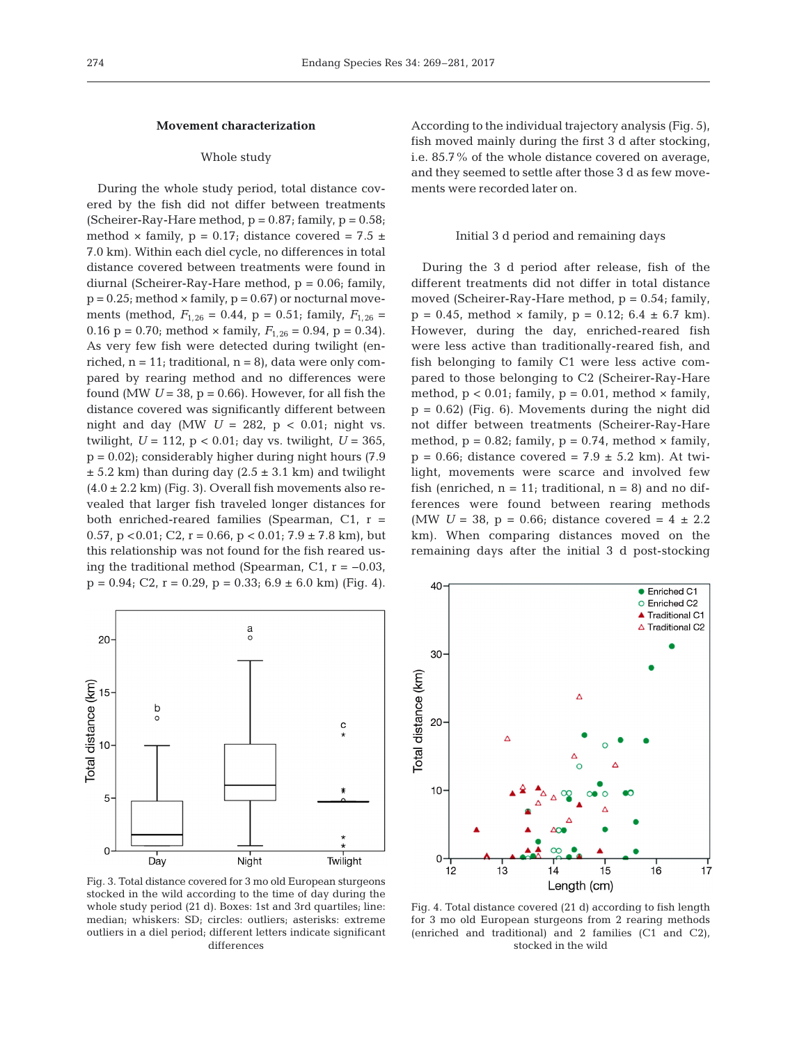## Movement characterization

### Whole study

During the whole study period, total distance covered by the fish did not differ between treatments (Scheirer-Ray-Hare method, $p = 0.87$; family, $p = 0.58$; method × family, $p = 0.17$; distance covered = 7.5 ± 7.0 km). Within each diel cycle, no differences in total distance covered between treatments were found in diurnal (Scheirer-Ray-Hare method, $p = 0.06$; family, $p = 0.25$; method × family, $p = 0.67$) or nocturnal movements (method, $F_{1,26} = 0.44$, $p = 0.51$; family, $F_{1,26} = 0.16$ $p = 0.70$; method × family, $F_{1,26} = 0.94$, $p = 0.34$). As very few fish were detected during twilight (enriched, n = 11; traditional, n = 8), data were only compared by rearing method and no differences were found (MW $U = 38$, $p = 0.66$). However, for all fish the distance covered was significantly different between night and day (MW $U = 282$, $p < 0.01$; night vs. twilight, $U = 112$, $p < 0.01$; day vs. twilight, $U = 365$, $p = 0.02$); considerably higher during night hours (7.9 ± 5.2 km) than during day (2.5 ± 3.1 km) and twilight (4.0 ± 2.2 km) (Fig. 3). Overall fish movements also revealed that larger fish traveled longer distances for both enriched-reared families (Spearman, C1, r = 0.57, $p < 0.01$; C2, r = 0.66, $p < 0.01$; 7.9 ± 7.8 km), but this relationship was not found for the fish reared using the traditional method (Spearman, C1, r = −0.03, $p = 0.94$; C2, r = 0.29, $p = 0.33$; 6.9 ± 6.0 km) (Fig. 4).

Fig. 3. Total distance covered for 3 mo old European sturgeons stocked in the wild according to the time of day during the whole study period (21 d). Boxes: 1st and 3rd quartiles; line: median; whiskers: SD; circles: outliers; asterisks: extreme outliers in a diel period; different letters indicate significant differences

According to the individual trajectory analysis (Fig. 5), fish moved mainly during the first 3 d after stocking, i.e. 85.7% of the whole distance covered on average, and they seemed to settle after those 3 d as few movements were recorded later on.

### Initial 3 d period and remaining days

During the 3 d period after release, fish of the different treatments did not differ in total distance moved (Scheirer-Ray-Hare method, $p = 0.54$; family, $p = 0.45$, method × family, $p = 0.12$; 6.4 ± 6.7 km). However, during the day, enriched-reared fish were less active than traditionally-reared fish, and fish belonging to family C1 were less active compared to those belonging to C2 (Scheirer-Ray-Hare method, $p < 0.01$; family, $p = 0.01$, method × family, $p = 0.62$) (Fig. 6). Movements during the night did not differ between treatments (Scheirer-Ray-Hare method, $p = 0.82$; family, $p = 0.74$, method × family, $p = 0.66$; distance covered = 7.9 ± 5.2 km). At twilight, movements were scarce and involved few fish (enriched, n = 11; traditional, n = 8) and no differences were found between rearing methods (MW $U = 38$, $p = 0.66$; distance covered = 4 ± 2.2 km). When comparing distances moved on the remaining days after the initial 3 d post-stocking

Fig. 4. Total distance covered (21 d) according to fish length for 3 mo old European sturgeons from 2 rearing methods (enriched and traditional) and 2 families (C1 and C2), stocked in the wild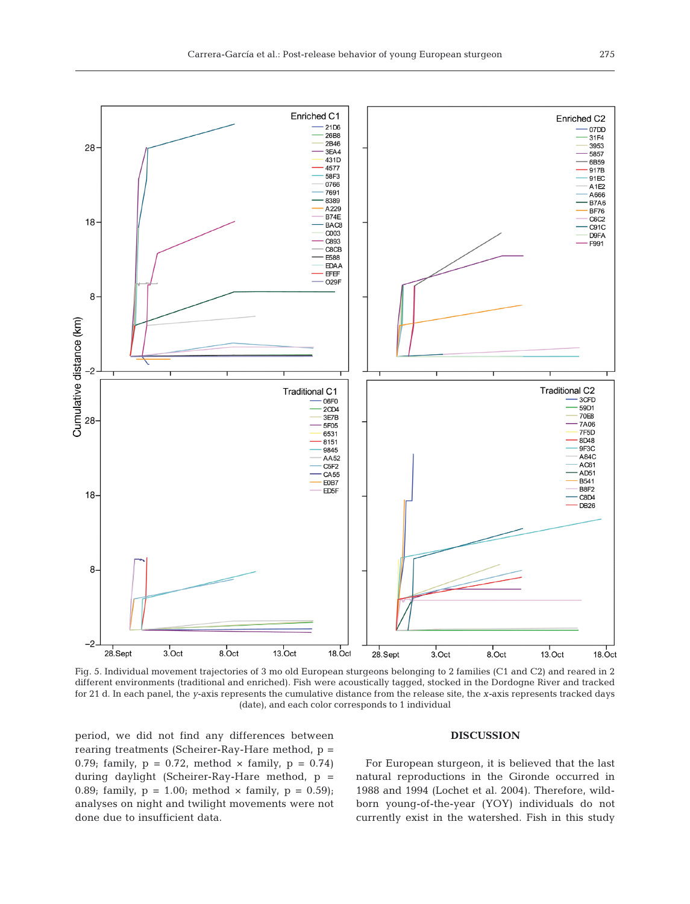Fig. 5. Individual movement trajectories of 3 mo old European sturgeons belonging to 2 families (C1 and C2) and reared in 2 different environments (traditional and enriched). Fish were acoustically tagged, stocked in the Dordogne River and tracked for 21 d. In each panel, the *y*-axis represents the cumulative distance from the release site, the *x*-axis represents tracked days (date), and each color corresponds to 1 individual

period, we did not find any differences between rearing treatments (Scheirer-Ray-Hare method, $p = 0.79$; family, $p = 0.72$, method × family, $p = 0.74$) during daylight (Scheirer-Ray-Hare method, $p = 0.89$; family, $p = 1.00$; method × family, $p = 0.59$); analyses on night and twilight movements were not done due to insufficient data.

## DISCUSSION

For European sturgeon, it is believed that the last natural reproductions in the Gironde occurred in 1988 and 1994 (Lochet et al. 2004). Therefore, wild-born young-of-the-year (YOY) individuals do not currently exist in the watershed. Fish in this study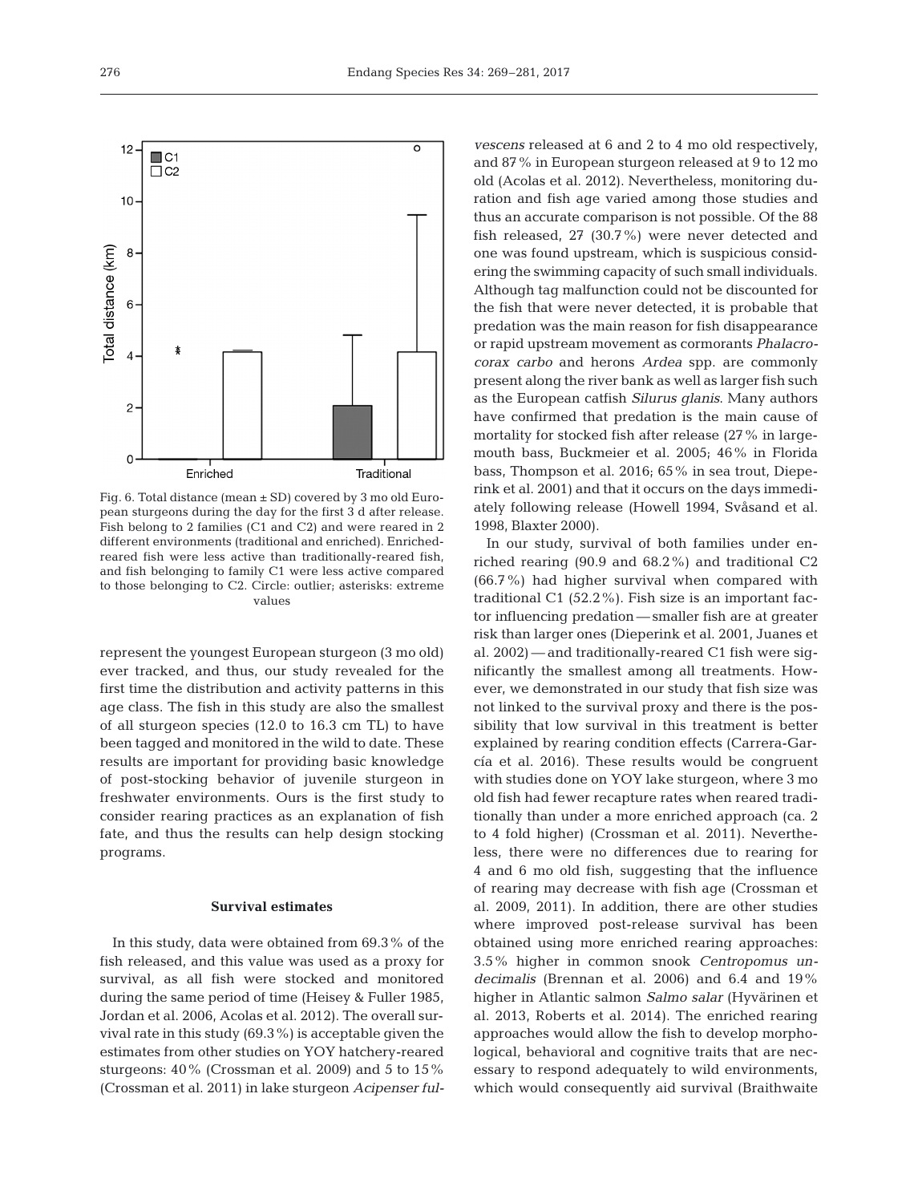Fig. 6. Total distance (mean ± SD) covered by 3 mo old European sturgeons during the day for the first 3 d after release. Fish belong to 2 families (C1 and C2) and were reared in 2 different environments (traditional and enriched). Enriched-reared fish were less active than traditionally-reared fish, and fish belonging to family C1 were less active compared to those belonging to C2. Circle: outlier; asterisks: extreme values

represent the youngest European sturgeon (3 mo old) ever tracked, and thus, our study revealed for the first time the distribution and activity patterns in this age class. The fish in this study are also the smallest of all sturgeon species (12.0 to 16.3 cm TL) to have been tagged and monitored in the wild to date. These results are important for providing basic knowledge of post-stocking behavior of juvenile sturgeon in freshwater environments. Ours is the first study to consider rearing practices as an explanation of fish fate, and thus the results can help design stocking programs.

**Survival estimates**

In this study, data were obtained from 69.3% of the fish released, and this value was used as a proxy for survival, as all fish were stocked and monitored during the same period of time (Heisey & Fuller 1985, Jordan et al. 2006, Acolas et al. 2012). The overall survival rate in this study (69.3%) is acceptable given the estimates from other studies on YOY hatchery-reared sturgeons: 40% (Crossman et al. 2009) and 5 to 15% (Crossman et al. 2011) in lake sturgeon *Acipenser fulvescens* released at 6 and 2 to 4 mo old respectively, and 87% in European sturgeon released at 9 to 12 mo old (Acolas et al. 2012). Nevertheless, monitoring duration and fish age varied among those studies and thus an accurate comparison is not possible. Of the 88 fish released, 27 (30.7%) were never detected and one was found upstream, which is suspicious considering the swimming capacity of such small individuals. Although tag malfunction could not be discounted for the fish that were never detected, it is probable that predation was the main reason for fish disappearance or rapid upstream movement as cormorants *Phalacrocorax carbo* and herons *Ardea* spp. are commonly present along the river bank as well as larger fish such as the European catfish *Silurus glanis*. Many authors have confirmed that predation is the main cause of mortality for stocked fish after release (27% in largemouth bass, Buckmeier et al. 2005; 46% in Florida bass, Thompson et al. 2016; 65% in sea trout, Dieperink et al. 2001) and that it occurs on the days immediately following release (Howell 1994, Svåsand et al. 1998, Blaxter 2000).

In our study, survival of both families under enriched rearing (90.9 and 68.2%) and traditional C2 (66.7%) had higher survival when compared with traditional C1 (52.2%). Fish size is an important factor influencing predation — smaller fish are at greater risk than larger ones (Dieperink et al. 2001, Juanes et al. 2002) — and traditionally-reared C1 fish were significantly the smallest among all treatments. However, we demonstrated in our study that fish size was not linked to the survival proxy and there is the possibility that low survival in this treatment is better explained by rearing condition effects (Carrera-García et al. 2016). These results would be congruent with studies done on YOY lake sturgeon, where 3 mo old fish had fewer recapture rates when reared traditionally than under a more enriched approach (ca. 2 to 4 fold higher) (Crossman et al. 2011). Nevertheless, there were no differences due to rearing for 4 and 6 mo old fish, suggesting that the influence of rearing may decrease with fish age (Crossman et al. 2009, 2011). In addition, there are other studies where improved post-release survival has been obtained using more enriched rearing approaches: 3.5% higher in common snook *Centropomus undecimalis* (Brennan et al. 2006) and 6.4 and 19% higher in Atlantic salmon *Salmo salar* (Hyvärinen et al. 2013, Roberts et al. 2014). The enriched rearing approaches would allow the fish to develop morphological, behavioral and cognitive traits that are necessary to respond adequately to wild environments, which would consequently aid survival (Braithwaite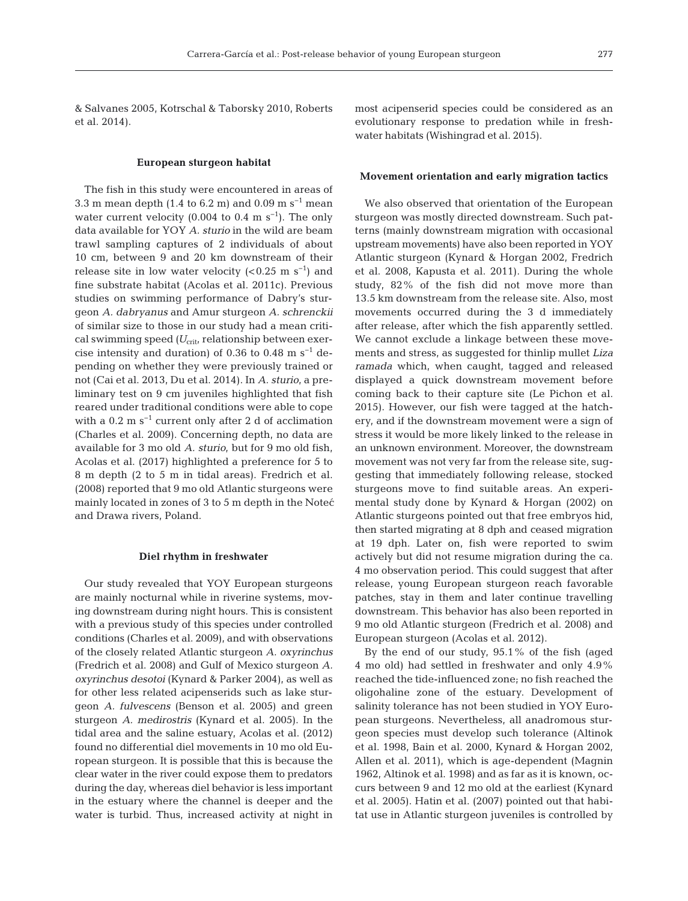& Salvanes 2005, Kotrschal & Taborsky 2010, Roberts et al. 2014).

### European sturgeon habitat

The fish in this study were encountered in areas of 3.3 m mean depth (1.4 to 6.2 m) and 0.09 m $s^{-1}$ mean water current velocity (0.004 to 0.4 m $s^{-1}$). The only data available for YOY *A. sturio* in the wild are beam trawl sampling captures of 2 individuals of about 10 cm, between 9 and 20 km downstream of their release site in low water velocity (<0.25 m $s^{-1}$) and fine substrate habitat (Acolas et al. 2011c). Previous studies on swimming performance of Dabry's sturgeon *A. dabryanus* and Amur sturgeon *A. schrenckii* of similar size to those in our study had a mean critical swimming speed ($U_{crit}$, relationship between exercise intensity and duration) of 0.36 to 0.48 m $s^{-1}$ depending on whether they were previously trained or not (Cai et al. 2013, Du et al. 2014). In *A. sturio*, a preliminary test on 9 cm juveniles highlighted that fish reared under traditional conditions were able to cope with a 0.2 m $s^{-1}$ current only after 2 d of acclimation (Charles et al. 2009). Concerning depth, no data are available for 3 mo old *A. sturio*, but for 9 mo old fish, Acolas et al. (2017) highlighted a preference for 5 to 8 m depth (2 to 5 m in tidal areas). Fredrich et al. (2008) reported that 9 mo old Atlantic sturgeons were mainly located in zones of 3 to 5 m depth in the Noteć and Drawa rivers, Poland.

### Diel rhythm in freshwater

Our study revealed that YOY European sturgeons are mainly nocturnal while in riverine systems, moving downstream during night hours. This is consistent with a previous study of this species under controlled conditions (Charles et al. 2009), and with observations of the closely related Atlantic sturgeon *A. oxyrinchus* (Fredrich et al. 2008) and Gulf of Mexico sturgeon *A. oxyrinchus desotoi* (Kynard & Parker 2004), as well as for other less related acipenserids such as lake sturgeon *A. fulvescens* (Benson et al. 2005) and green sturgeon *A. medirostris* (Kynard et al. 2005). In the tidal area and the saline estuary, Acolas et al. (2012) found no differential diel movements in 10 mo old European sturgeon. It is possible that this is because the clear water in the river could expose them to predators during the day, whereas diel behavior is less important in the estuary where the channel is deeper and the water is turbid. Thus, increased activity at night in most acipenserid species could be considered as an evolutionary response to predation while in freshwater habitats (Wishingrad et al. 2015).

### Movement orientation and early migration tactics

We also observed that orientation of the European sturgeon was mostly directed downstream. Such patterns (mainly downstream migration with occasional upstream movements) have also been reported in YOY Atlantic sturgeon (Kynard & Horgan 2002, Fredrich et al. 2008, Kapusta et al. 2011). During the whole study, 82% of the fish did not move more than 13.5 km downstream from the release site. Also, most movements occurred during the 3 d immediately after release, after which the fish apparently settled. We cannot exclude a linkage between these movements and stress, as suggested for thinlip mullet *Liza ramada* which, when caught, tagged and released displayed a quick downstream movement before coming back to their capture site (Le Pichon et al. 2015). However, our fish were tagged at the hatchery, and if the downstream movement were a sign of stress it would be more likely linked to the release in an unknown environment. Moreover, the downstream movement was not very far from the release site, suggesting that immediately following release, stocked sturgeons move to find suitable areas. An experimental study done by Kynard & Horgan (2002) on Atlantic sturgeons pointed out that free embryos hid, then started migrating at 8 dph and ceased migration at 19 dph. Later on, fish were reported to swim actively but did not resume migration during the ca. 4 mo observation period. This could suggest that after release, young European sturgeon reach favorable patches, stay in them and later continue travelling downstream. This behavior has also been reported in 9 mo old Atlantic sturgeon (Fredrich et al. 2008) and European sturgeon (Acolas et al. 2012).

By the end of our study, 95.1% of the fish (aged 4 mo old) had settled in freshwater and only 4.9% reached the tide-influenced zone; no fish reached the oligohaline zone of the estuary. Development of salinity tolerance has not been studied in YOY European sturgeons. Nevertheless, all anadromous sturgeon species must develop such tolerance (Altinok et al. 1998, Bain et al. 2000, Kynard & Horgan 2002, Allen et al. 2011), which is age-dependent (Magnin 1962, Altinok et al. 1998) and as far as it is known, occurs between 9 and 12 mo old at the earliest (Kynard et al. 2005). Hatin et al. (2007) pointed out that habitat use in Atlantic sturgeon juveniles is controlled by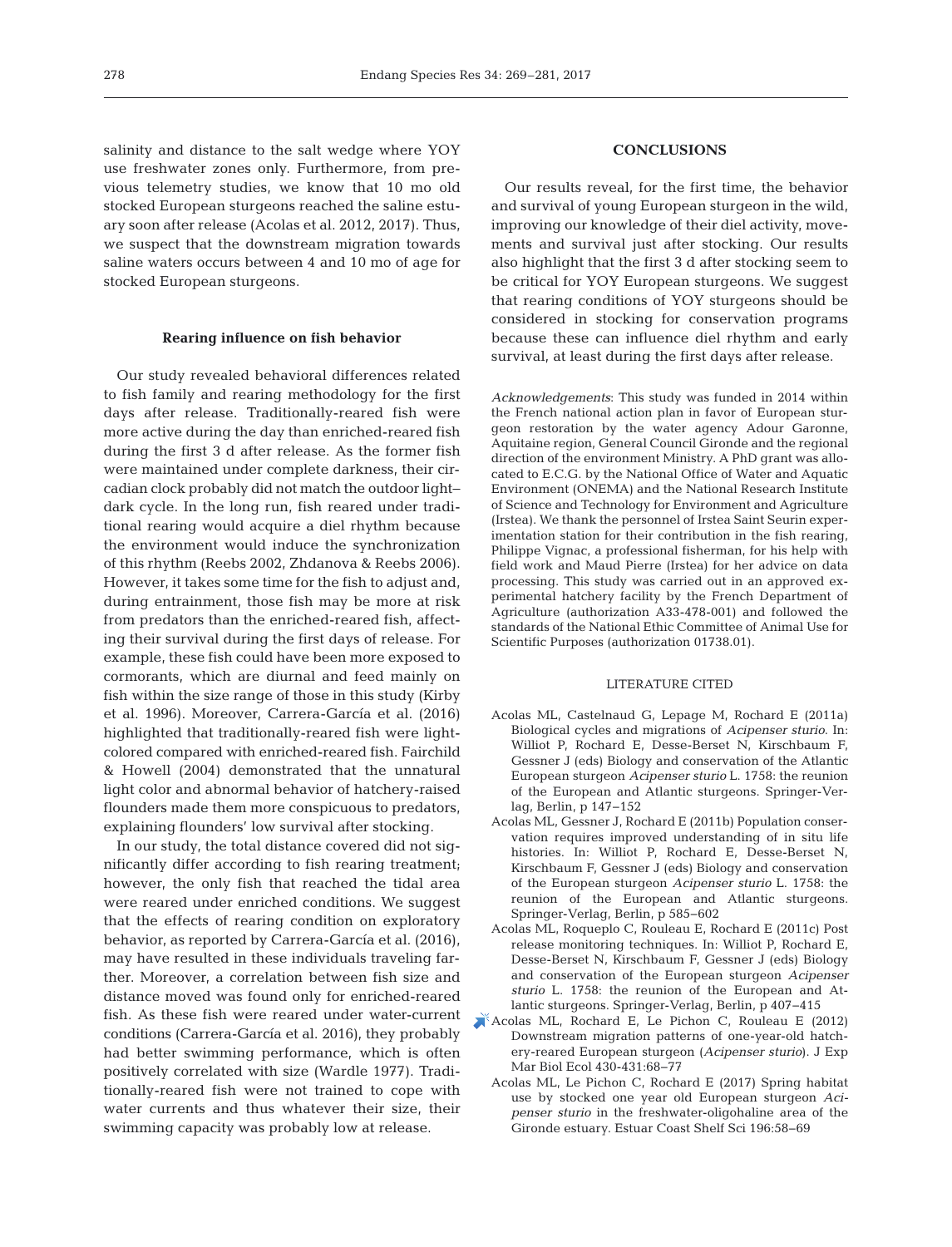salinity and distance to the salt wedge where YOY use freshwater zones only. Furthermore, from previous telemetry studies, we know that 10 mo old stocked European sturgeons reached the saline estuary soon after release (Acolas et al. 2012, 2017). Thus, we suspect that the downstream migration towards saline waters occurs between 4 and 10 mo of age for stocked European sturgeons.

### Rearing influence on fish behavior

Our study revealed behavioral differences related to fish family and rearing methodology for the first days after release. Traditionally-reared fish were more active during the day than enriched-reared fish during the first 3 d after release. As the former fish were maintained under complete darkness, their circadian clock probably did not match the outdoor light–dark cycle. In the long run, fish reared under traditional rearing would acquire a diel rhythm because the environment would induce the synchronization of this rhythm (Reebs 2002, Zhdanova & Reebs 2006). However, it takes some time for the fish to adjust and, during entrainment, those fish may be more at risk from predators than the enriched-reared fish, affecting their survival during the first days of release. For example, these fish could have been more exposed to cormorants, which are diurnal and feed mainly on fish within the size range of those in this study (Kirby et al. 1996). Moreover, Carrera-García et al. (2016) highlighted that traditionally-reared fish were light-colored compared with enriched-reared fish. Fairchild & Howell (2004) demonstrated that the unnatural light color and abnormal behavior of hatchery-raised flounders made them more conspicuous to predators, explaining flounders' low survival after stocking.

In our study, the total distance covered did not significantly differ according to fish rearing treatment; however, the only fish that reached the tidal area were reared under enriched conditions. We suggest that the effects of rearing condition on exploratory behavior, as reported by Carrera-García et al. (2016), may have resulted in these individuals traveling farther. Moreover, a correlation between fish size and distance moved was found only for enriched-reared fish. As these fish were reared under water-current conditions (Carrera-García et al. 2016), they probably had better swimming performance, which is often positively correlated with size (Wardle 1977). Traditionally-reared fish were not trained to cope with water currents and thus whatever their size, their swimming capacity was probably low at release.

## CONCLUSIONS

Our results reveal, for the first time, the behavior and survival of young European sturgeon in the wild, improving our knowledge of their diel activity, movements and survival just after stocking. Our results also highlight that the first 3 d after stocking seem to be critical for YOY European sturgeons. We suggest that rearing conditions of YOY sturgeons should be considered in stocking for conservation programs because these can influence diel rhythm and early survival, at least during the first days after release.

*Acknowledgements*: This study was funded in 2014 within the French national action plan in favor of European sturgeon restoration by the water agency Adour Garonne, Aquitaine region, General Council Gironde and the regional direction of the environment Ministry. A PhD grant was allocated to E.C.G. by the National Office of Water and Aquatic Environment (ONEMA) and the National Research Institute of Science and Technology for Environment and Agriculture (Irstea). We thank the personnel of Irstea Saint Seurin experimentation station for their contribution in the fish rearing, Philippe Vignac, a professional fisherman, for his help with field work and Maud Pierre (Irstea) for her advice on data processing. This study was carried out in an approved experimental hatchery facility by the French Department of Agriculture (authorization A33-478-001) and followed the standards of the National Ethic Committee of Animal Use for Scientific Purposes (authorization 01738.01).

## LITERATURE CITED

- Acolas ML, Castelnaud G, Lepage M, Rochard E (2011a) Biological cycles and migrations of *Acipenser sturio*. In: Williot P, Rochard E, Desse-Berset N, Kirschbaum F, Gessner J (eds) Biology and conservation of the Atlantic European sturgeon *Acipenser sturio* L. 1758: the reunion of the European and Atlantic sturgeons. Springer-Verlag, Berlin, p 147–152
- Acolas ML, Gessner J, Rochard E (2011b) Population conservation requires improved understanding of in situ life histories. In: Williot P, Rochard E, Desse-Berset N, Kirschbaum F, Gessner J (eds) Biology and conservation of the European sturgeon *Acipenser sturio* L. 1758: the reunion of the European and Atlantic sturgeons. Springer-Verlag, Berlin, p 585–602
- Acolas ML, Roqueplo C, Rouleau E, Rochard E (2011c) Post release monitoring techniques. In: Williot P, Rochard E, Desse-Berset N, Kirschbaum F, Gessner J (eds) Biology and conservation of the European sturgeon *Acipenser sturio* L. 1758: the reunion of the European and Atlantic sturgeons. Springer-Verlag, Berlin, p 407–415
- Acolas ML, Rochard E, Le Pichon C, Rouleau E (2012) Downstream migration patterns of one-year-old hatchery-reared European sturgeon (*Acipenser sturio*). J Exp Mar Biol Ecol 430-431:68–77
- Acolas ML, Le Pichon C, Rochard E (2017) Spring habitat use by stocked one year old European sturgeon *Acipenser sturio* in the freshwater-oligohaline area of the Gironde estuary. Estuar Coast Shelf Sci 196:58–69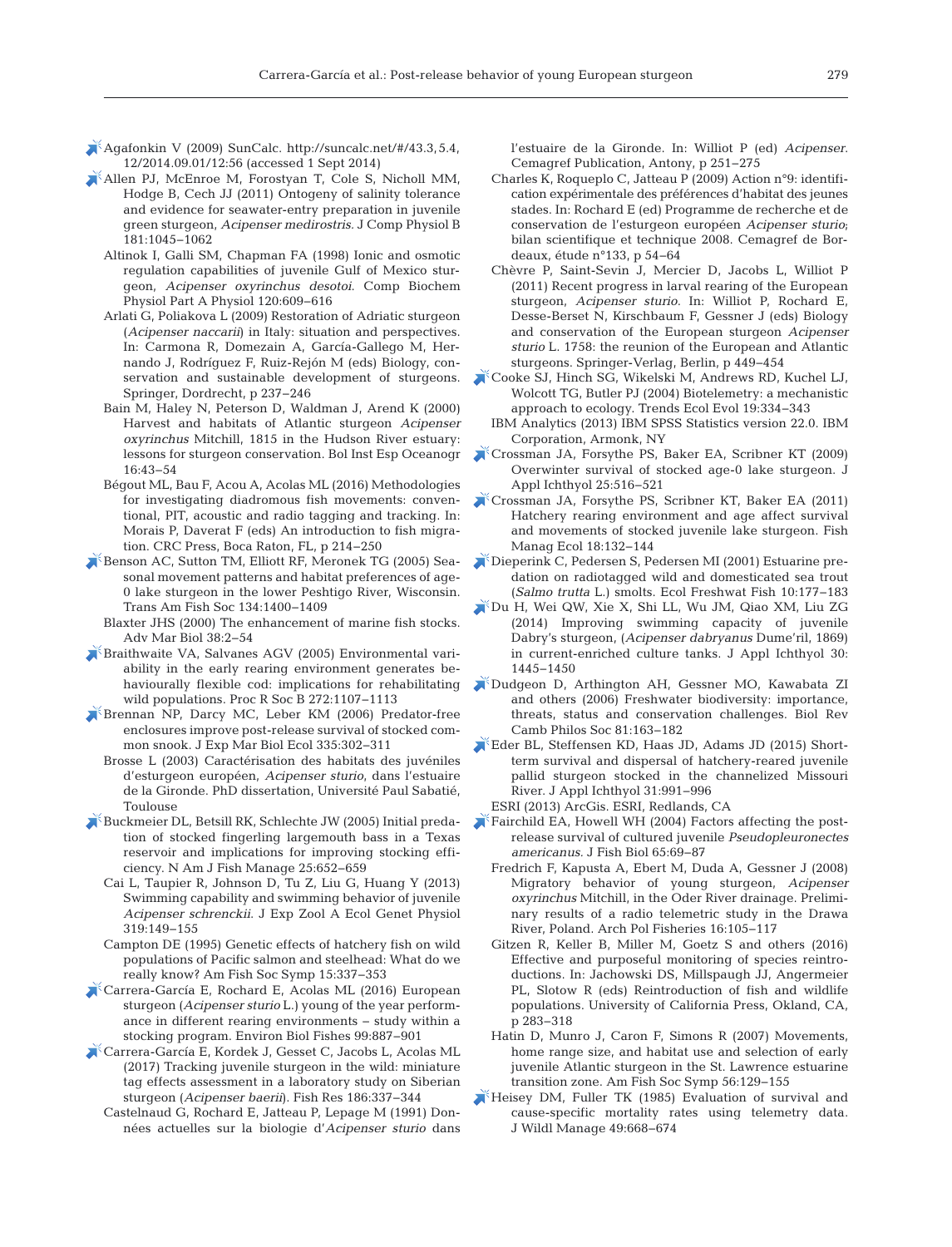Agafonkin V (2009) SunCalc. http://suncalc.net/#/43.3, 5.4, 12/2014.09.01/12:56 (accessed 1 Sept 2014)

Allen PJ, McEnroe M, Forostyan T, Cole S, Nicholl MM, Hodge B, Cech JJ (2011) Ontogeny of salinity tolerance and evidence for seawater-entry preparation in juvenile green sturgeon, *Acipenser medirostris*. J Comp Physiol B 181: 1045−1062

Altinok I, Galli SM, Chapman FA (1998) Ionic and osmotic regulation capabilities of juvenile Gulf of Mexico sturgeon, *Acipenser oxyrinchus desotoi*. Comp Biochem Physiol Part A Physiol 120: 609−616

Arlati G, Poliakova L (2009) Restoration of Adriatic sturgeon (*Acipenser naccarii*) in Italy: situation and perspectives. In: Carmona R, Domezain A, García-Gallego M, Hernando J, Rodríguez F, Ruiz-Rejón M (eds) Biology, conservation and sustainable development of sturgeons. Springer, Dordrecht, p 237−246

Bain M, Haley N, Peterson D, Waldman J, Arend K (2000) Harvest and habitats of Atlantic sturgeon *Acipenser oxyrinchus* Mitchill, 1815 in the Hudson River estuary: lessons for sturgeon conservation. Bol Inst Esp Oceanogr 16: 43−54

Bégout ML, Bau F, Acou A, Acolas ML (2016) Methodologies for investigating diadromous fish movements: conventional, PIT, acoustic and radio tagging and tracking. In: Morais P, Daverat F (eds) An introduction to fish migration. CRC Press, Boca Raton, FL, p 214−250

Benson AC, Sutton TM, Elliott RF, Meronek TG (2005) Seasonal movement patterns and habitat preferences of age-0 lake sturgeon in the lower Peshtigo River, Wisconsin. Trans Am Fish Soc 134: 1400−1409

Blaxter JHS (2000) The enhancement of marine fish stocks. Adv Mar Biol 38: 2−54

Braithwaite VA, Salvanes AGV (2005) Environmental variability in the early rearing environment generates behaviourally flexible cod: implications for rehabilitating wild populations. Proc R Soc B 272: 1107−1113

Brennan NP, Darcy MC, Leber KM (2006) Predator-free enclosures improve post-release survival of stocked common snook. J Exp Mar Biol Ecol 335: 302−311

Brosse L (2003) Caractérisation des habitats des juvéniles d'esturgeon européen, *Acipenser sturio*, dans l'estuaire de la Gironde. PhD dissertation, Université Paul Sabatié, Toulouse

Buckmeier DL, Betsill RK, Schlechte JW (2005) Initial predation of stocked fingerling largemouth bass in a Texas reservoir and implications for improving stocking efficiency. N Am J Fish Manage 25: 652−659

Cai L, Taupier R, Johnson D, Tu Z, Liu G, Huang Y (2013) Swimming capability and swimming behavior of juvenile *Acipenser schrenckii*. J Exp Zool A Ecol Genet Physiol 319: 149−155

Campton DE (1995) Genetic effects of hatchery fish on wild populations of Pacific salmon and steelhead: What do we really know? Am Fish Soc Symp 15: 337−353

Carrera-García E, Rochard E, Acolas ML (2016) European sturgeon (*Acipenser sturio* L.) young of the year performance in different rearing environments − study within a stocking program. Environ Biol Fishes 99: 887−901

Carrera-García E, Kordek J, Gesset C, Jacobs L, Acolas ML (2017) Tracking juvenile sturgeon in the wild: miniature tag effects assessment in a laboratory study on Siberian sturgeon (*Acipenser baerii*). Fish Res 186: 337−344

Castelnaud G, Rochard E, Jatteau P, Lepage M (1991) Données actuelles sur la biologie d'*Acipenser sturio* dans l'estuaire de la Gironde. In: Williot P (ed) *Acipenser*. Cemagref Publication, Antony, p 251−275

Charles K, Roqueplo C, Jatteau P (2009) Action n°9: identification expérimentale des préférences d'habitat des jeunes stades. In: Rochard E (ed) Programme de recherche et de conservation de l'esturgeon européen *Acipenser sturio*; bilan scientifique et technique 2008. Cemagref de Bordeaux, étude n°133, p 54−64

Chèvre P, Saint-Sevin J, Mercier D, Jacobs L, Williot P (2011) Recent progress in larval rearing of the European sturgeon, *Acipenser sturio*. In: Williot P, Rochard E, Desse-Berset N, Kirschbaum F, Gessner J (eds) Biology and conservation of the European sturgeon *Acipenser sturio* L. 1758: the reunion of the European and Atlantic sturgeons. Springer-Verlag, Berlin, p 449−454

Cooke SJ, Hinch SG, Wikelski M, Andrews RD, Kuchel LJ, Wolcott TG, Butler PJ (2004) Biotelemetry: a mechanistic approach to ecology. Trends Ecol Evol 19: 334−343

IBM Analytics (2013) IBM SPSS Statistics version 22.0. IBM Corporation, Armonk, NY

Crossman JA, Forsythe PS, Baker EA, Scribner KT (2009) Overwinter survival of stocked age-0 lake sturgeon. J Appl Ichthyol 25: 516−521

Crossman JA, Forsythe PS, Scribner KT, Baker EA (2011) Hatchery rearing environment and age affect survival and movements of stocked juvenile lake sturgeon. Fish Manag Ecol 18: 132−144

Dieperink C, Pedersen S, Pedersen MI (2001) Estuarine predation on radiotagged wild and domesticated sea trout (*Salmo trutta* L.) smolts. Ecol Freshwat Fish 10: 177−183

Du H, Wei QW, Xie X, Shi LL, Wu JM, Qiao XM, Liu ZG (2014) Improving swimming capacity of juvenile Dabry's sturgeon, (*Acipenser dabryanus* Dume'ril, 1869) in current-enriched culture tanks. J Appl Ichthyol 30: 1445−1450

Dudgeon D, Arthington AH, Gessner MO, Kawabata ZI and others (2006) Freshwater biodiversity: importance, threats, status and conservation challenges. Biol Rev Camb Philos Soc 81: 163−182

Eder BL, Steffensen KD, Haas JD, Adams JD (2015) Short-term survival and dispersal of hatchery-reared juvenile pallid sturgeon stocked in the channelized Missouri River. J Appl Ichthyol 31: 991−996

ESRI (2013) ArcGis. ESRI, Redlands, CA

Fairchild EA, Howell WH (2004) Factors affecting the post-release survival of cultured juvenile *Pseudopleuronectes americanus*. J Fish Biol 65: 69−87

Fredrich F, Kapusta A, Ebert M, Duda A, Gessner J (2008) Migratory behavior of young sturgeon, *Acipenser oxyrinchus* Mitchill, in the Oder River drainage. Preliminary results of a radio telemetric study in the Drawa River, Poland. Arch Pol Fisheries 16: 105−117

Gitzen R, Keller B, Miller M, Goetz S and others (2016) Effective and purposeful monitoring of species reintroductions. In: Jachowski DS, Millspaugh JJ, Angermeier PL, Slotow R (eds) Reintroduction of fish and wildlife populations. University of California Press, Okland, CA, p 283−318

Hatin D, Munro J, Caron F, Simons R (2007) Movements, home range size, and habitat use and selection of early juvenile Atlantic sturgeon in the St. Lawrence estuarine transition zone. Am Fish Soc Symp 56: 129−155

Heisey DM, Fuller TK (1985) Evaluation of survival and cause-specific mortality rates using telemetry data. J Wildl Manage 49: 668−674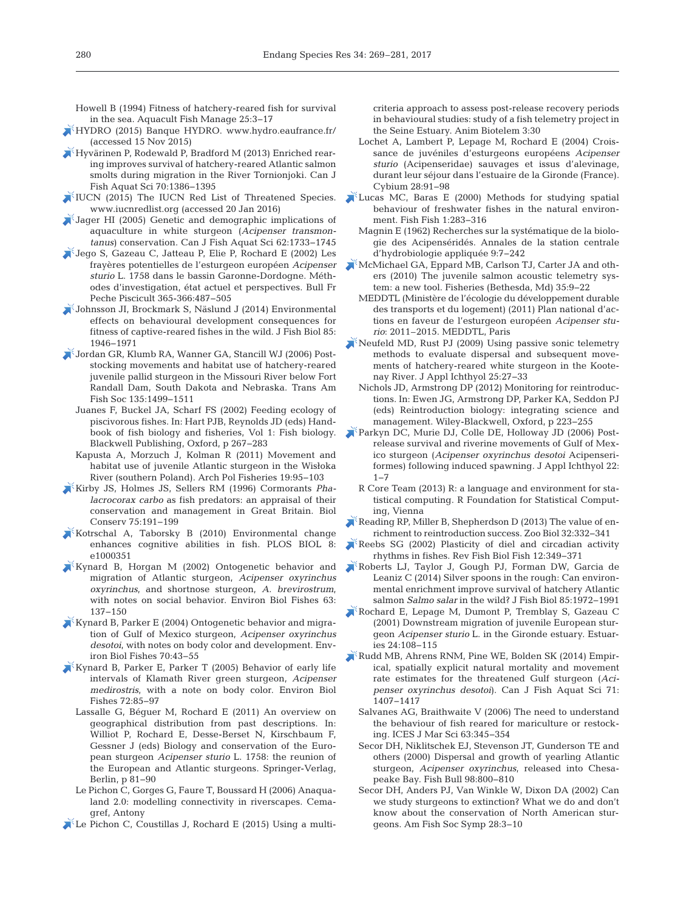Howell B (1994) Fitness of hatchery-reared fish for survival in the sea. Aquacult Fish Manage 25:3−17

HYDRO (2015) Banque HYDRO. www.hydro.eaufrance.fr/ (accessed 15 Nov 2015)

Hyvärinen P, Rodewald P, Bradford M (2013) Enriched rearing improves survival of hatchery-reared Atlantic salmon smolts during migration in the River Tornionjoki. Can J Fish Aquat Sci 70:1386−1395

IUCN (2015) The IUCN Red List of Threatened Species. www.iucnredlist.org (accessed 20 Jan 2016)

Jager HI (2005) Genetic and demographic implications of aquaculture in white sturgeon (*Acipenser transmontanus*) conservation. Can J Fish Aquat Sci 62:1733−1745

Jego S, Gazeau C, Jatteau P, Elie P, Rochard E (2002) Les frayères potentielles de l'esturgeon européen *Acipenser sturio* L. 1758 dans le bassin Garonne-Dordogne. Méthodes d'investigation, état actuel et perspectives. Bull Fr Peche Piscicult 365-366:487−505

Johnsson JI, Brockmark S, Näslund J (2014) Environmental effects on behavioural development consequences for fitness of captive-reared fishes in the wild. J Fish Biol 85: 1946−1971

Jordan GR, Klumb RA, Wanner GA, Stancill WJ (2006) Post-stocking movements and habitat use of hatchery-reared juvenile pallid sturgeon in the Missouri River below Fort Randall Dam, South Dakota and Nebraska. Trans Am Fish Soc 135:1499−1511

Juanes F, Buckel JA, Scharf FS (2002) Feeding ecology of piscivorous fishes. In: Hart PJB, Reynolds JD (eds) Handbook of fish biology and fisheries, Vol 1: Fish biology. Blackwell Publishing, Oxford, p 267−283

Kapusta A, Morzuch J, Kolman R (2011) Movement and habitat use of juvenile Atlantic sturgeon in the Wisłoka River (southern Poland). Arch Pol Fisheries 19:95−103

Kirby JS, Holmes JS, Sellers RM (1996) Cormorants *Phalacrocorax carbo* as fish predators: an appraisal of their conservation and management in Great Britain. Biol Conserv 75:191−199

Kotrschal A, Taborsky B (2010) Environmental change enhances cognitive abilities in fish. PLOS BIOL 8: e1000351

Kynard B, Horgan M (2002) Ontogenetic behavior and migration of Atlantic sturgeon, *Acipenser oxyrinchus oxyrinchus*, and shortnose sturgeon, *A. brevirostrum*, with notes on social behavior. Environ Biol Fishes 63: 137−150

Kynard B, Parker E (2004) Ontogenetic behavior and migration of Gulf of Mexico sturgeon, *Acipenser oxyrinchus desotoi*, with notes on body color and development. Environ Biol Fishes 70:43−55

Kynard B, Parker E, Parker T (2005) Behavior of early life intervals of Klamath River green sturgeon, *Acipenser medirostris*, with a note on body color. Environ Biol Fishes 72:85−97

Lassalle G, Béguer M, Rochard E (2011) An overview on geographical distribution from past descriptions. In: Williot P, Rochard E, Desse-Berset N, Kirschbaum F, Gessner J (eds) Biology and conservation of the European sturgeon *Acipenser sturio* L. 1758: the reunion of the European and Atlantic sturgeons. Springer-Verlag, Berlin, p 81−90

Le Pichon C, Gorges G, Faure T, Boussard H (2006) Anaqualand 2.0: modelling connectivity in riverscapes. Cemagref, Antony

Le Pichon C, Coustillas J, Rochard E (2015) Using a multi-criteria approach to assess post-release recovery periods in behavioural studies: study of a fish telemetry project in the Seine Estuary. Anim Biotelem 3:30

Lochet A, Lambert P, Lepage M, Rochard E (2004) Croissance de juvéniles d'esturgeons européens *Acipenser sturio* (Acipenseridae) sauvages et issus d'alevinage, durant leur séjour dans l'estuaire de la Gironde (France). Cybium 28:91−98

Lucas MC, Baras E (2000) Methods for studying spatial behaviour of freshwater fishes in the natural environment. Fish Fish 1:283−316

Magnin E (1962) Recherches sur la systématique de la biologie des Acipenséridés. Annales de la station centrale d'hydrobiologie appliquée 9:7−242

McMichael GA, Eppard MB, Carlson TJ, Carter JA and others (2010) The juvenile salmon acoustic telemetry system: a new tool. Fisheries (Bethesda, Md) 35:9−22

MEDDTL (Ministère de l'écologie du développement durable des transports et du logement) (2011) Plan national d'actions en faveur de l'esturgeon européen *Acipenser sturio*: 2011−2015. MEDDTL, Paris

Neufeld MD, Rust PJ (2009) Using passive sonic telemetry methods to evaluate dispersal and subsequent movements of hatchery-reared white sturgeon in the Kootenay River. J Appl Ichthyol 25:27−33

Nichols JD, Armstrong DP (2012) Monitoring for reintroductions. In: Ewen JG, Armstrong DP, Parker KA, Seddon PJ (eds) Reintroduction biology: integrating science and management. Wiley-Blackwell, Oxford, p 223−255

Parkyn DC, Murie DJ, Colle DE, Holloway JD (2006) Post-release survival and riverine movements of Gulf of Mexico sturgeon (*Acipenser oxyrinchus desotoi* Acipenseriformes) following induced spawning. J Appl Ichthyol 22: 1−7

R Core Team (2013) R: a language and environment for statistical computing. R Foundation for Statistical Computing, Vienna

Reading RP, Miller B, Shepherdson D (2013) The value of enrichment to reintroduction success. Zoo Biol 32:332−341

Reebs SG (2002) Plasticity of diel and circadian activity rhythms in fishes. Rev Fish Biol Fish 12:349−371

Roberts LJ, Taylor J, Gough PJ, Forman DW, Garcia de Leaniz C (2014) Silver spoons in the rough: Can environmental enrichment improve survival of hatchery Atlantic salmon *Salmo salar* in the wild? J Fish Biol 85:1972−1991

Rochard E, Lepage M, Dumont P, Tremblay S, Gazeau C (2001) Downstream migration of juvenile European sturgeon *Acipenser sturio* L. in the Gironde estuary. Estuaries 24:108−115

Rudd MB, Ahrens RNM, Pine WE, Bolden SK (2014) Empirical, spatially explicit natural mortality and movement rate estimates for the threatened Gulf sturgeon (*Acipenser oxyrinchus desotoi*). Can J Fish Aquat Sci 71: 1407−1417

Salvanes AG, Braithwaite V (2006) The need to understand the behaviour of fish reared for mariculture or restocking. ICES J Mar Sci 63:345−354

Secor DH, Niklitschek EJ, Stevenson JT, Gunderson TE and others (2000) Dispersal and growth of yearling Atlantic sturgeon, *Acipenser oxyrinchus*, released into Chesapeake Bay. Fish Bull 98:800−810

Secor DH, Anders PJ, Van Winkle W, Dixon DA (2002) Can we study sturgeons to extinction? What we do and don't know about the conservation of North American sturgeons. Am Fish Soc Symp 28:3−10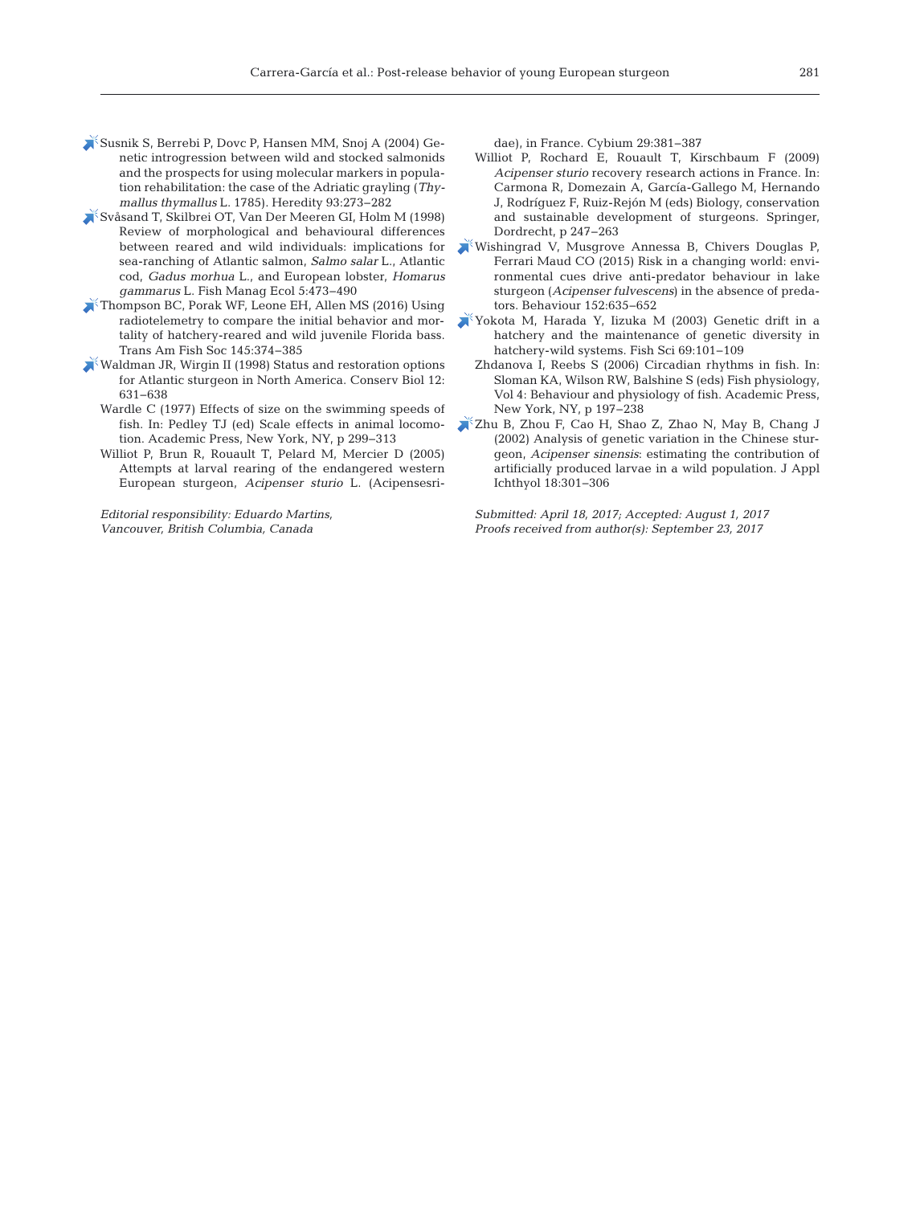Susnik S, Berrebi P, Dovc P, Hansen MM, Snoj A (2004) Genetic introgression between wild and stocked salmonids and the prospects for using molecular markers in population rehabilitation: the case of the Adriatic grayling (*Thymallus thymallus* L. 1785). Heredity 93:273–282

Svåsand T, Skilbrei OT, Van Der Meeren GI, Holm M (1998) Review of morphological and behavioural differences between reared and wild individuals: implications for sea-ranching of Atlantic salmon, *Salmo salar* L., Atlantic cod, *Gadus morhua* L., and European lobster, *Homarus gammarus* L. Fish Manag Ecol 5:473–490

Thompson BC, Porak WF, Leone EH, Allen MS (2016) Using radiotelemetry to compare the initial behavior and mortality of hatchery-reared and wild juvenile Florida bass. Trans Am Fish Soc 145:374–385

Waldman JR, Wirgin II (1998) Status and restoration options for Atlantic sturgeon in North America. Conserv Biol 12: 631–638

Wardle C (1977) Effects of size on the swimming speeds of fish. In: Pedley TJ (ed) Scale effects in animal locomotion. Academic Press, New York, NY, p 299–313

Williot P, Brun R, Rouault T, Pelard M, Mercier D (2005) Attempts at larval rearing of the endangered western European sturgeon, *Acipenser sturio* L. (Acipenseridae), in France. Cybium 29:381–387

Williot P, Rochard E, Rouault T, Kirschbaum F (2009) *Acipenser sturio* recovery research actions in France. In: Carmona R, Domezain A, García-Gallego M, Hernando J, Rodríguez F, Ruiz-Rejón M (eds) Biology, conservation and sustainable development of sturgeons. Springer, Dordrecht, p 247–263

Wishingrad V, Musgrove Annessa B, Chivers Douglas P, Ferrari Maud CO (2015) Risk in a changing world: environmental cues drive anti-predator behaviour in lake sturgeon (*Acipenser fulvescens*) in the absence of predators. Behaviour 152:635–652

Yokota M, Harada Y, Iizuka M (2003) Genetic drift in a hatchery and the maintenance of genetic diversity in hatchery-wild systems. Fish Sci 69:101–109

Zhdanova I, Reebs S (2006) Circadian rhythms in fish. In: Sloman KA, Wilson RW, Balshine S (eds) Fish physiology, Vol 4: Behaviour and physiology of fish. Academic Press, New York, NY, p 197–238

Zhu B, Zhou F, Cao H, Shao Z, Zhao N, May B, Chang J (2002) Analysis of genetic variation in the Chinese sturgeon, *Acipenser sinensis*: estimating the contribution of artificially produced larvae in a wild population. J Appl Ichthyol 18:301–306

*Editorial responsibility: Eduardo Martins, Vancouver, British Columbia, Canada*

*Submitted: April 18, 2017; Accepted: August 1, 2017*
*Proofs received from author(s): September 23, 2017*